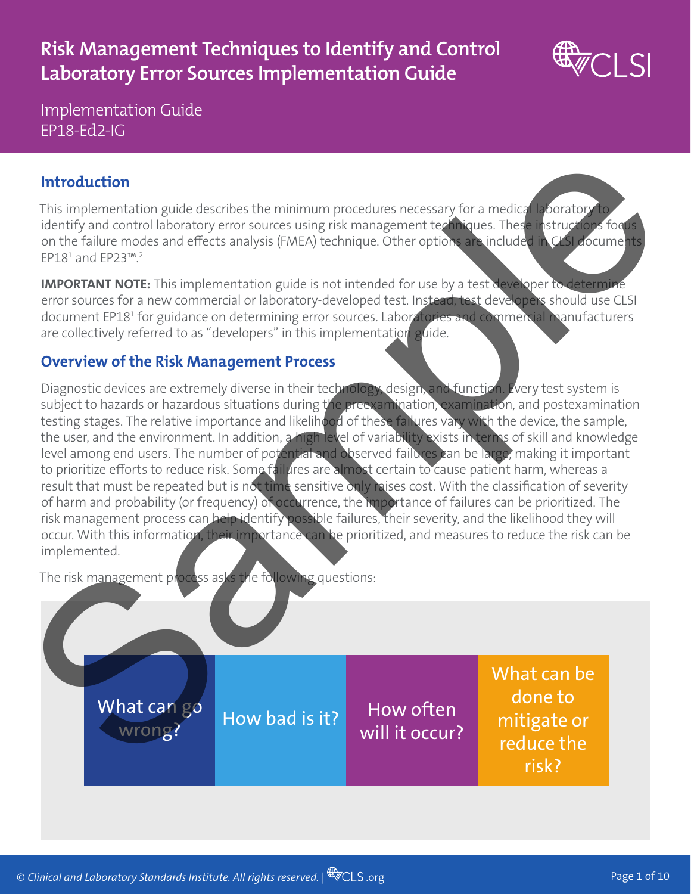# Risk Management Techniques to Identify and Control Laboratory Error Sources Implementation Guide

Implementation Guide
EP18-Ed2-IG

## Introduction

This implementation guide describes the minimum procedures necessary for a medical laboratory to identify and control laboratory error sources using risk management techniques. These instructions focus on the failure modes and effects analysis (FMEA) technique. Other options are included in CLSI documents EP18[1] and EP23™.[2]

**IMPORTANT NOTE:** This implementation guide is not intended for use by a test developer to determine error sources for a new commercial or laboratory-developed test. Instead, test developers should use CLSI document EP18[1] for guidance on determining error sources. Laboratories and commercial manufacturers are collectively referred to as "developers" in this implementation guide.

## Overview of the Risk Management Process

Diagnostic devices are extremely diverse in their technology, design, and function. Every test system is subject to hazards or hazardous situations during the preexamination, examination, and postexamination testing stages. The relative importance and likelihood of these failures vary with the device, the sample, the user, and the environment. In addition, a high level of variability exists in terms of skill and knowledge level among end users. The number of potential and observed failures can be large, making it important to prioritize efforts to reduce risk. Some failures are almost certain to cause patient harm, whereas a result that must be repeated but is not time sensitive only raises cost. With the classification of severity of harm and probability (or frequency) of occurrence, the importance of failures can be prioritized. The risk management process can help identify possible failures, their severity, and the likelihood they will occur. With this information, their importance can be prioritized, and measures to reduce the risk can be implemented.

The risk management process asks the following questions:

| What can go wrong? | How bad is it? | How often will it occur? | What can be done to mitigate or reduce the risk? |
| --- | --- | --- | --- |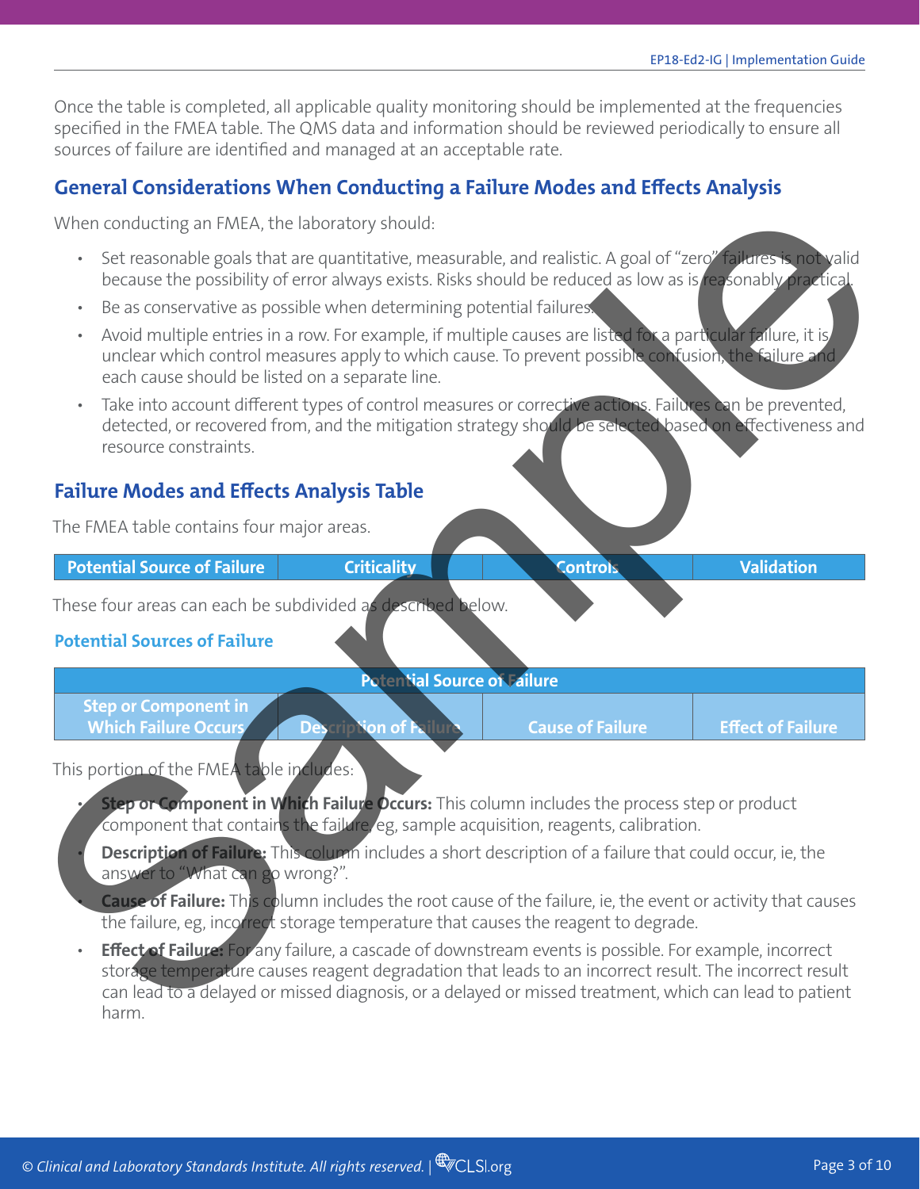Once the table is completed, all applicable quality monitoring should be implemented at the frequencies specified in the FMEA table. The QMS data and information should be reviewed periodically to ensure all sources of failure are identified and managed at an acceptable rate.

## General Considerations When Conducting a Failure Modes and Effects Analysis

When conducting an FMEA, the laboratory should:

- Set reasonable goals that are quantitative, measurable, and realistic. A goal of "zero" failures is not valid because the possibility of error always exists. Risks should be reduced as low as is reasonably practical.
- Be as conservative as possible when determining potential failures.
- Avoid multiple entries in a row. For example, if multiple causes are listed for a particular failure, it is unclear which control measures apply to which cause. To prevent possible confusion, the failure and each cause should be listed on a separate line.
- Take into account different types of control measures or corrective actions. Failures can be prevented, detected, or recovered from, and the mitigation strategy should be selected based on effectiveness and resource constraints.

## Failure Modes and Effects Analysis Table

The FMEA table contains four major areas.

| Potential Source of Failure | Criticality | Controls | Validation |
|---|---|---|---|

These four areas can each be subdivided as described below.

### Potential Sources of Failure

| Potential Source of Failure | | | |
|---|---|---|---|
| Step or Component in Which Failure Occurs | Description of Failure | Cause of Failure | Effect of Failure |

This portion of the FMEA table includes:

- **Step or Component in Which Failure Occurs:** This column includes the process step or product component that contains the failure, eg, sample acquisition, reagents, calibration.
- **Description of Failure:** This column includes a short description of a failure that could occur, ie, the answer to "What can go wrong?".
- **Cause of Failure:** This column includes the root cause of the failure, ie, the event or activity that causes the failure, eg, incorrect storage temperature that causes the reagent to degrade.
- **Effect of Failure:** For any failure, a cascade of downstream events is possible. For example, incorrect storage temperature causes reagent degradation that leads to an incorrect result. The incorrect result can lead to a delayed or missed diagnosis, or a delayed or missed treatment, which can lead to patient harm.